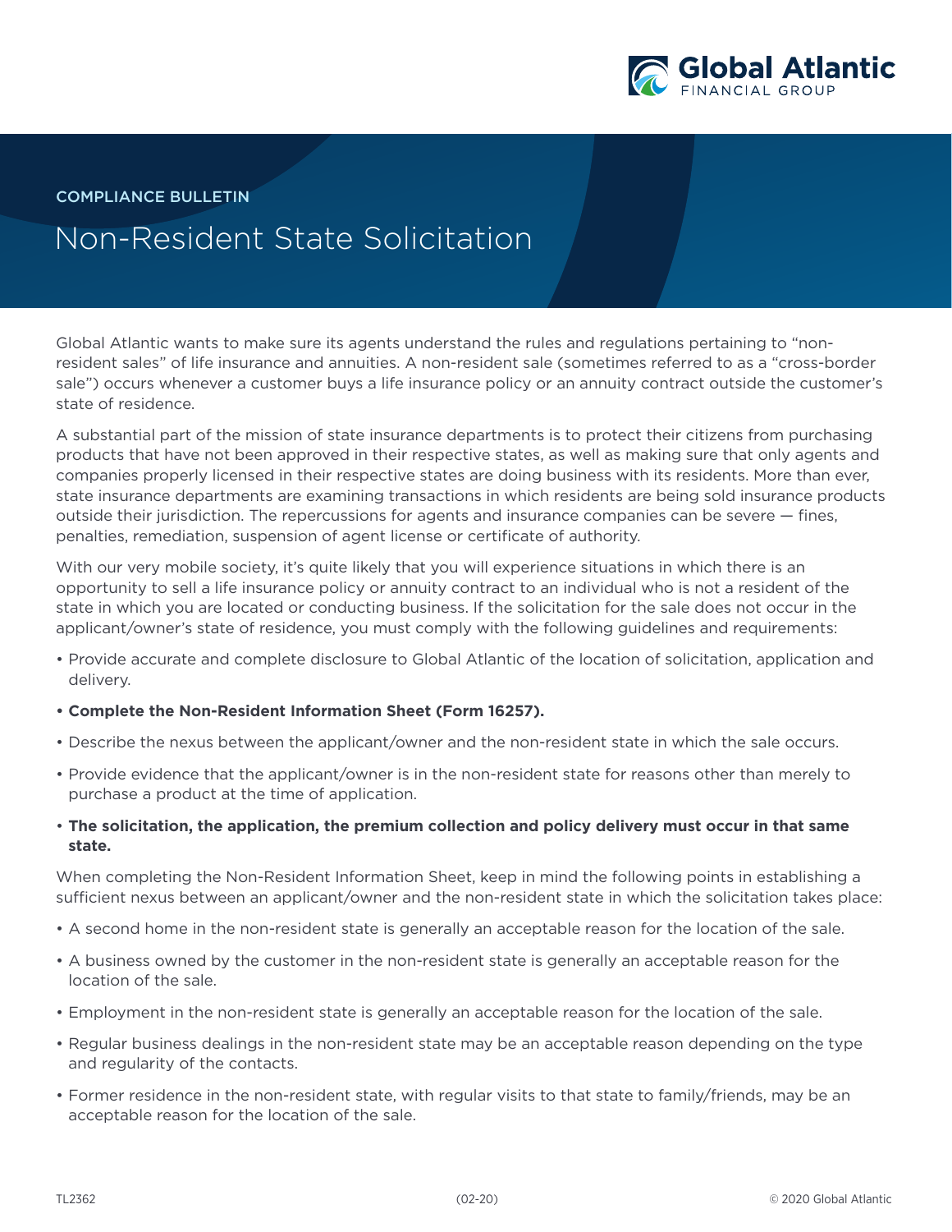COMPLIANCE BULLETIN

# Non-Resident State Solicitation

Global Atlantic wants to make sure its agents understand the rules and regulations pertaining to "non-resident sales" of life insurance and annuities. A non-resident sale (sometimes referred to as a "cross-border sale") occurs whenever a customer buys a life insurance policy or an annuity contract outside the customer's state of residence.

A substantial part of the mission of state insurance departments is to protect their citizens from purchasing products that have not been approved in their respective states, as well as making sure that only agents and companies properly licensed in their respective states are doing business with its residents. More than ever, state insurance departments are examining transactions in which residents are being sold insurance products outside their jurisdiction. The repercussions for agents and insurance companies can be severe — fines, penalties, remediation, suspension of agent license or certificate of authority.

With our very mobile society, it's quite likely that you will experience situations in which there is an opportunity to sell a life insurance policy or annuity contract to an individual who is not a resident of the state in which you are located or conducting business. If the solicitation for the sale does not occur in the applicant/owner's state of residence, you must comply with the following guidelines and requirements:

- Provide accurate and complete disclosure to Global Atlantic of the location of solicitation, application and delivery.
- **Complete the Non-Resident Information Sheet (Form 16257).**
- Describe the nexus between the applicant/owner and the non-resident state in which the sale occurs.
- Provide evidence that the applicant/owner is in the non-resident state for reasons other than merely to purchase a product at the time of application.
- **The solicitation, the application, the premium collection and policy delivery must occur in that same state.**

When completing the Non-Resident Information Sheet, keep in mind the following points in establishing a sufficient nexus between an applicant/owner and the non-resident state in which the solicitation takes place:

- A second home in the non-resident state is generally an acceptable reason for the location of the sale.
- A business owned by the customer in the non-resident state is generally an acceptable reason for the location of the sale.
- Employment in the non-resident state is generally an acceptable reason for the location of the sale.
- Regular business dealings in the non-resident state may be an acceptable reason depending on the type and regularity of the contacts.
- Former residence in the non-resident state, with regular visits to that state to family/friends, may be an acceptable reason for the location of the sale.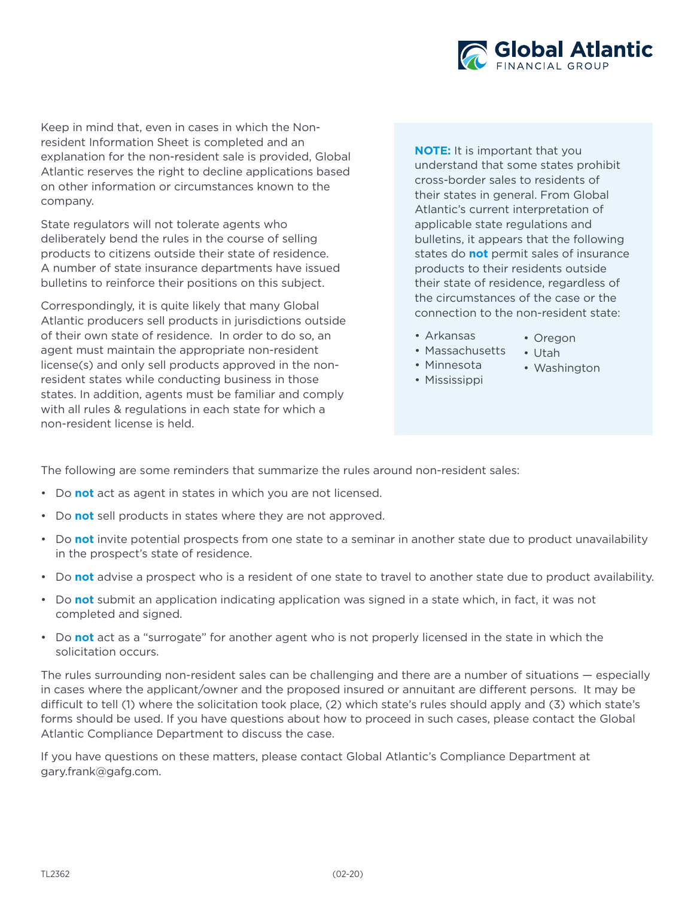Keep in mind that, even in cases in which the Non-resident Information Sheet is completed and an explanation for the non-resident sale is provided, Global Atlantic reserves the right to decline applications based on other information or circumstances known to the company.

State regulators will not tolerate agents who deliberately bend the rules in the course of selling products to citizens outside their state of residence. A number of state insurance departments have issued bulletins to reinforce their positions on this subject.

Correspondingly, it is quite likely that many Global Atlantic producers sell products in jurisdictions outside of their own state of residence. In order to do so, an agent must maintain the appropriate non-resident license(s) and only sell products approved in the non-resident states while conducting business in those states. In addition, agents must be familiar and comply with all rules & regulations in each state for which a non-resident license is held.

**NOTE:** It is important that you understand that some states prohibit cross-border sales to residents of their states in general. From Global Atlantic's current interpretation of applicable state regulations and bulletins, it appears that the following states do **not** permit sales of insurance products to their residents outside their state of residence, regardless of the circumstances of the case or the connection to the non-resident state:

- Arkansas
- Massachusetts
- Minnesota
- Mississippi
- Oregon
- Utah
- Washington

The following are some reminders that summarize the rules around non-resident sales:

- Do **not** act as agent in states in which you are not licensed.
- Do **not** sell products in states where they are not approved.
- Do **not** invite potential prospects from one state to a seminar in another state due to product unavailability in the prospect's state of residence.
- Do **not** advise a prospect who is a resident of one state to travel to another state due to product availability.
- Do **not** submit an application indicating application was signed in a state which, in fact, it was not completed and signed.
- Do **not** act as a "surrogate" for another agent who is not properly licensed in the state in which the solicitation occurs.

The rules surrounding non-resident sales can be challenging and there are a number of situations — especially in cases where the applicant/owner and the proposed insured or annuitant are different persons. It may be difficult to tell (1) where the solicitation took place, (2) which state's rules should apply and (3) which state's forms should be used. If you have questions about how to proceed in such cases, please contact the Global Atlantic Compliance Department to discuss the case.

If you have questions on these matters, please contact Global Atlantic's Compliance Department at gary.frank@gafg.com.

TL2362 (02-20)